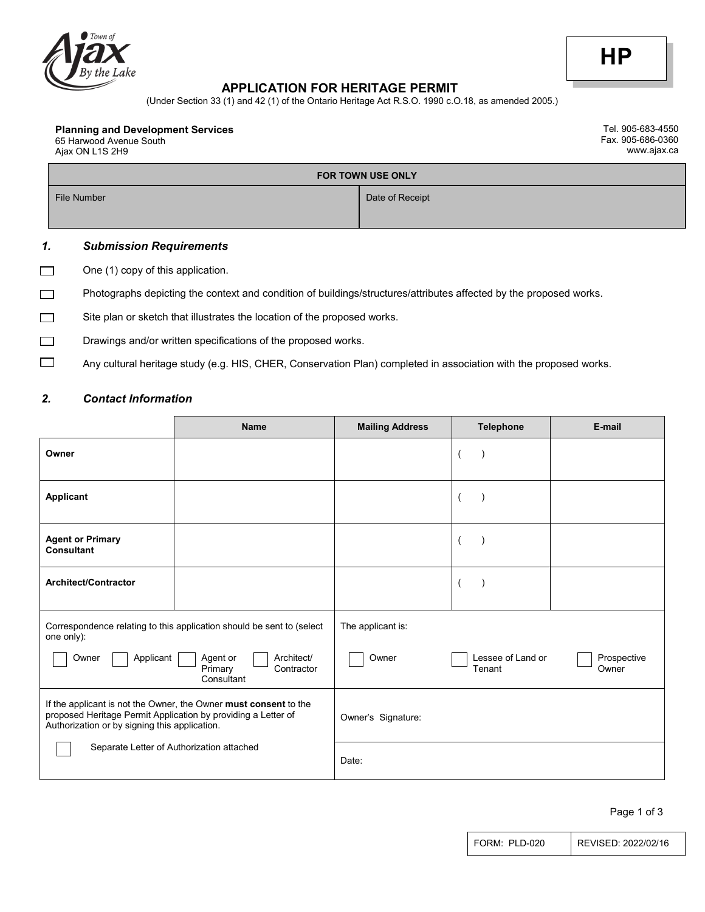Town of Ajax By the Lake

**HP**

# APPLICATION FOR HERITAGE PERMIT

(Under Section 33 (1) and 42 (1) of the Ontario Heritage Act R.S.O. 1990 c.O.18, as amended 2005.)

**Planning and Development Services**
65 Harwood Avenue South
Ajax ON L1S 2H9

Tel. 905-683-4550
Fax. 905-686-0360
www.ajax.ca

| FOR TOWN USE ONLY | |
|---|---|
| File Number | Date of Receipt |

## *1. Submission Requirements*

- ☐ One (1) copy of this application.
- ☐ Photographs depicting the context and condition of buildings/structures/attributes affected by the proposed works.
- ☐ Site plan or sketch that illustrates the location of the proposed works.
- ☐ Drawings and/or written specifications of the proposed works.
- ☐ Any cultural heritage study (e.g. HIS, CHER, Conservation Plan) completed in association with the proposed works.

## *2. Contact Information*

| | Name | Mailing Address | Telephone | E-mail |
|---|---|---|---|---|
| **Owner** | | | (    ) | |
| **Applicant** | | | (    ) | |
| **Agent or Primary Consultant** | | | (    ) | |
| **Architect/Contractor** | | | (    ) | |

| | |
|---|---|
| Correspondence relating to this application should be sent to (select one only): ☐ Owner ☐ Applicant ☐ Agent or Primary Consultant ☐ Architect/ Contractor | The applicant is: ☐ Owner ☐ Lessee of Land or Tenant ☐ Prospective Owner |
| If the applicant is not the Owner, the Owner **must consent** to the proposed Heritage Permit Application by providing a Letter of Authorization or by signing this application. ☐ Separate Letter of Authorization attached | Owner's Signature: |
| | Date: |

| FORM: PLD-020 | REVISED: 2022/02/16 |
|---|---|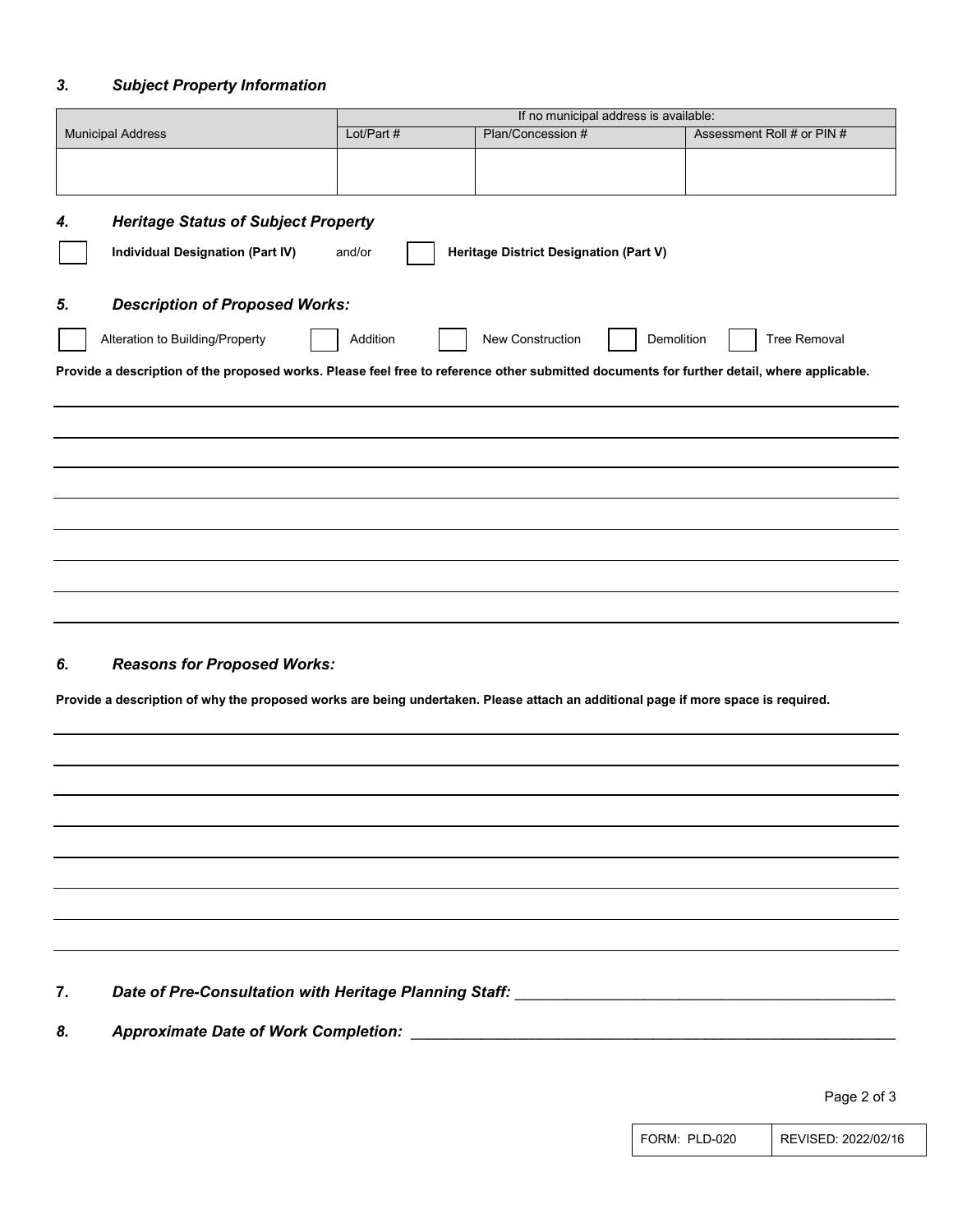### *3. Subject Property Information*

| Municipal Address | If no municipal address is available: | | |
|---|---|---|---|
| | Lot/Part # | Plan/Concession # | Assessment Roll # or PIN # |
| | | | |

### *4. Heritage Status of Subject Property*

☐ **Individual Designation (Part IV)** and/or ☐ **Heritage District Designation (Part V)**

### *5. Description of Proposed Works:*

☐ Alteration to Building/Property ☐ Addition ☐ New Construction ☐ Demolition ☐ Tree Removal

**Provide a description of the proposed works. Please feel free to reference other submitted documents for further detail, where applicable.**

_______________________________________________

_______________________________________________

_______________________________________________

_______________________________________________

_______________________________________________

_______________________________________________

_______________________________________________

### *6. Reasons for Proposed Works:*

**Provide a description of why the proposed works are being undertaken. Please attach an additional page if more space is required.**

_______________________________________________

_______________________________________________

_______________________________________________

_______________________________________________

_______________________________________________

_______________________________________________

_______________________________________________

7. ***Date of Pre-Consultation with Heritage Planning Staff:*** _______________________________________________

8. ***Approximate Date of Work Completion:*** _______________________________________________

| FORM: PLD-020 | REVISED: 2022/02/16 |
|---|---|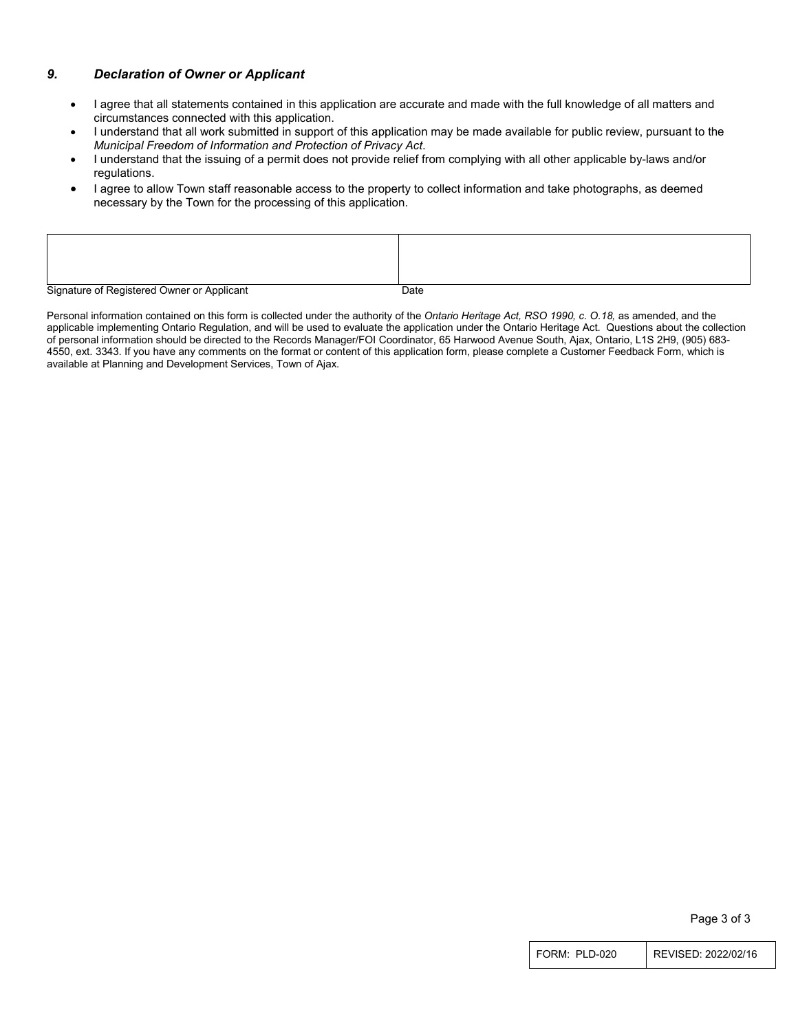## *9. Declaration of Owner or Applicant*

- I agree that all statements contained in this application are accurate and made with the full knowledge of all matters and circumstances connected with this application.
- I understand that all work submitted in support of this application may be made available for public review, pursuant to the *Municipal Freedom of Information and Protection of Privacy Act*.
- I understand that the issuing of a permit does not provide relief from complying with all other applicable by-laws and/or regulations.
- I agree to allow Town staff reasonable access to the property to collect information and take photographs, as deemed necessary by the Town for the processing of this application.

| | |
|---|---|
| | |
| Signature of Registered Owner or Applicant | Date |

Personal information contained on this form is collected under the authority of the *Ontario Heritage Act, RSO 1990, c. O.18,* as amended, and the applicable implementing Ontario Regulation, and will be used to evaluate the application under the Ontario Heritage Act. Questions about the collection of personal information should be directed to the Records Manager/FOI Coordinator, 65 Harwood Avenue South, Ajax, Ontario, L1S 2H9, (905) 683-4550, ext. 3343. If you have any comments on the format or content of this application form, please complete a Customer Feedback Form, which is available at Planning and Development Services, Town of Ajax.

| | |
|---|---|
| FORM: PLD-020 | REVISED: 2022/02/16 |